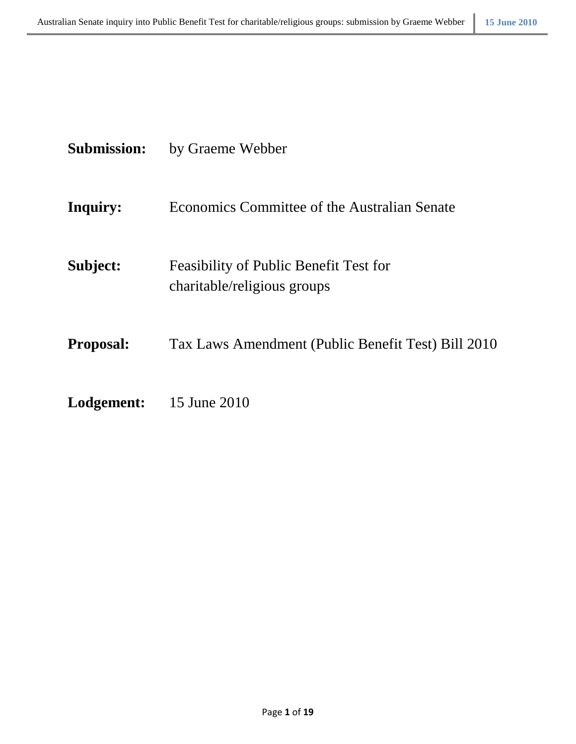**Submission:** by Graeme Webber

**Inquiry:** Economics Committee of the Australian Senate

**Subject:** Feasibility of Public Benefit Test for charitable/religious groups

**Proposal:** Tax Laws Amendment (Public Benefit Test) Bill 2010

**Lodgement:** 15 June 2010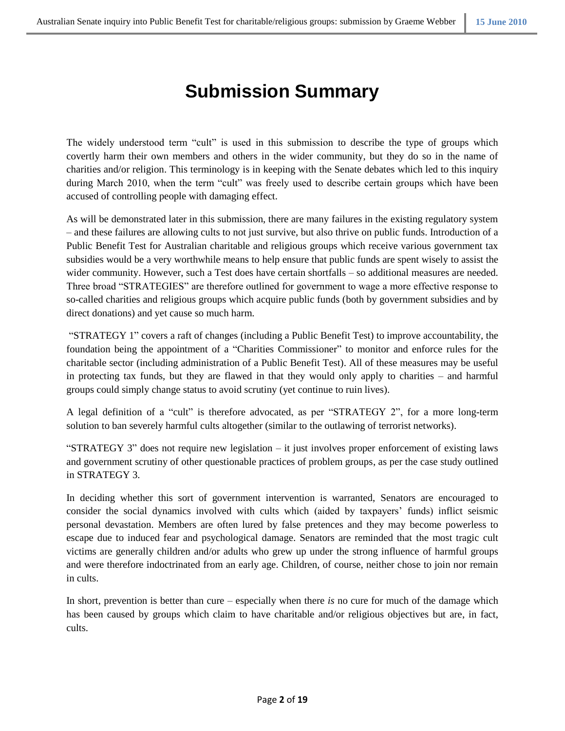# Submission Summary

The widely understood term "cult" is used in this submission to describe the type of groups which covertly harm their own members and others in the wider community, but they do so in the name of charities and/or religion. This terminology is in keeping with the Senate debates which led to this inquiry during March 2010, when the term "cult" was freely used to describe certain groups which have been accused of controlling people with damaging effect.

As will be demonstrated later in this submission, there are many failures in the existing regulatory system – and these failures are allowing cults to not just survive, but also thrive on public funds. Introduction of a Public Benefit Test for Australian charitable and religious groups which receive various government tax subsidies would be a very worthwhile means to help ensure that public funds are spent wisely to assist the wider community. However, such a Test does have certain shortfalls – so additional measures are needed. Three broad "STRATEGIES" are therefore outlined for government to wage a more effective response to so-called charities and religious groups which acquire public funds (both by government subsidies and by direct donations) and yet cause so much harm.

"STRATEGY 1" covers a raft of changes (including a Public Benefit Test) to improve accountability, the foundation being the appointment of a "Charities Commissioner" to monitor and enforce rules for the charitable sector (including administration of a Public Benefit Test). All of these measures may be useful in protecting tax funds, but they are flawed in that they would only apply to charities – and harmful groups could simply change status to avoid scrutiny (yet continue to ruin lives).

A legal definition of a "cult" is therefore advocated, as per "STRATEGY 2", for a more long-term solution to ban severely harmful cults altogether (similar to the outlawing of terrorist networks).

"STRATEGY 3" does not require new legislation – it just involves proper enforcement of existing laws and government scrutiny of other questionable practices of problem groups, as per the case study outlined in STRATEGY 3.

In deciding whether this sort of government intervention is warranted, Senators are encouraged to consider the social dynamics involved with cults which (aided by taxpayers' funds) inflict seismic personal devastation. Members are often lured by false pretences and they may become powerless to escape due to induced fear and psychological damage. Senators are reminded that the most tragic cult victims are generally children and/or adults who grew up under the strong influence of harmful groups and were therefore indoctrinated from an early age. Children, of course, neither chose to join nor remain in cults.

In short, prevention is better than cure – especially when there *is* no cure for much of the damage which has been caused by groups which claim to have charitable and/or religious objectives but are, in fact, cults.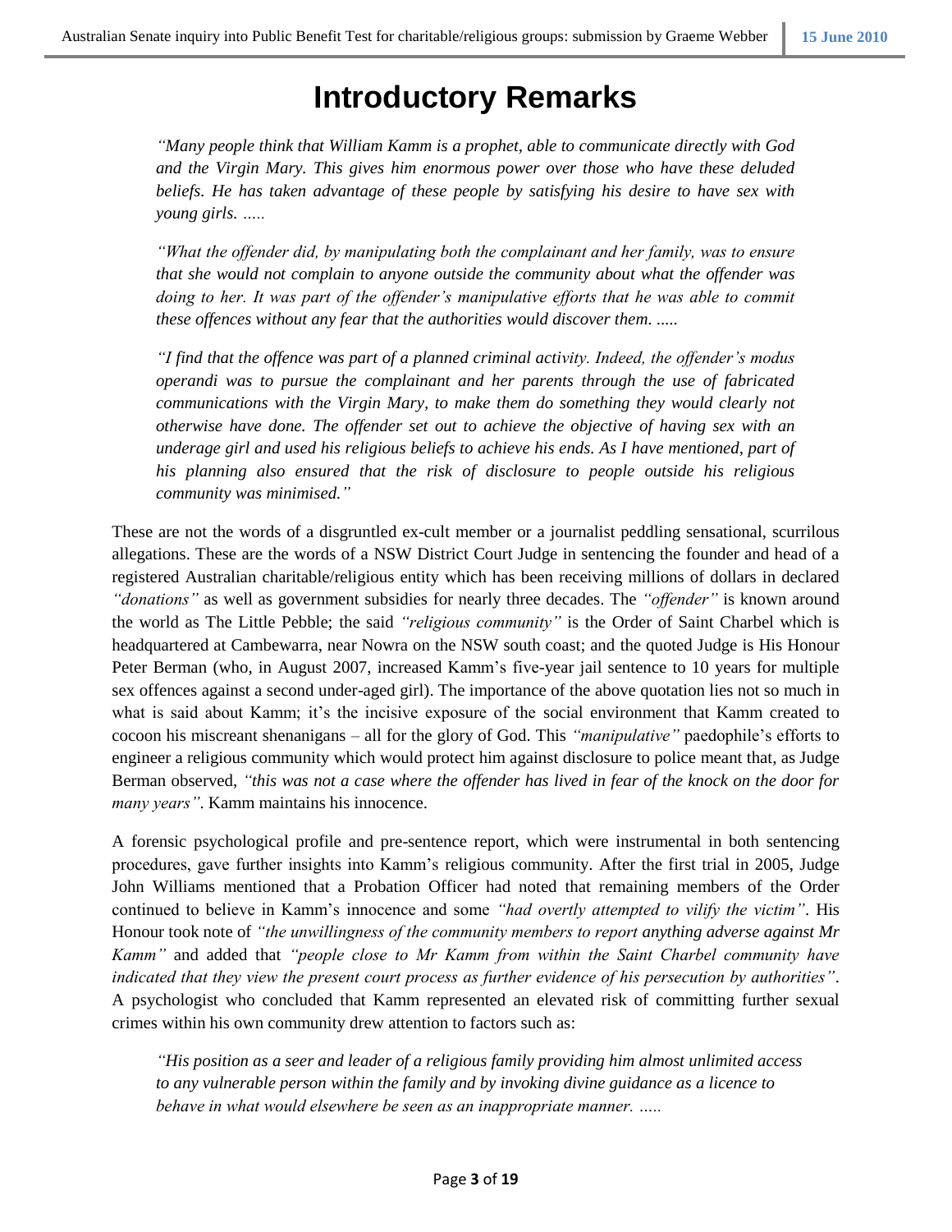# Introductory Remarks

> *"Many people think that William Kamm is a prophet, able to communicate directly with God and the Virgin Mary. This gives him enormous power over those who have these deluded beliefs. He has taken advantage of these people by satisfying his desire to have sex with young girls. .....*
>
> *"What the offender did, by manipulating both the complainant and her family, was to ensure that she would not complain to anyone outside the community about what the offender was doing to her. It was part of the offender's manipulative efforts that he was able to commit these offences without any fear that the authorities would discover them. .....*
>
> *"I find that the offence was part of a planned criminal activity. Indeed, the offender's modus operandi was to pursue the complainant and her parents through the use of fabricated communications with the Virgin Mary, to make them do something they would clearly not otherwise have done. The offender set out to achieve the objective of having sex with an underage girl and used his religious beliefs to achieve his ends. As I have mentioned, part of his planning also ensured that the risk of disclosure to people outside his religious community was minimised."*

These are not the words of a disgruntled ex-cult member or a journalist peddling sensational, scurrilous allegations. These are the words of a NSW District Court Judge in sentencing the founder and head of a registered Australian charitable/religious entity which has been receiving millions of dollars in declared *"donations"* as well as government subsidies for nearly three decades. The *"offender"* is known around the world as The Little Pebble; the said *"religious community"* is the Order of Saint Charbel which is headquartered at Cambewarra, near Nowra on the NSW south coast; and the quoted Judge is His Honour Peter Berman (who, in August 2007, increased Kamm's five-year jail sentence to 10 years for multiple sex offences against a second under-aged girl). The importance of the above quotation lies not so much in what is said about Kamm; it's the incisive exposure of the social environment that Kamm created to cocoon his miscreant shenanigans – all for the glory of God. This *"manipulative"* paedophile's efforts to engineer a religious community which would protect him against disclosure to police meant that, as Judge Berman observed, *"this was not a case where the offender has lived in fear of the knock on the door for many years"*. Kamm maintains his innocence.

A forensic psychological profile and pre-sentence report, which were instrumental in both sentencing procedures, gave further insights into Kamm's religious community. After the first trial in 2005, Judge John Williams mentioned that a Probation Officer had noted that remaining members of the Order continued to believe in Kamm's innocence and some *"had overtly attempted to vilify the victim"*. His Honour took note of *"the unwillingness of the community members to report anything adverse against Mr Kamm"* and added that *"people close to Mr Kamm from within the Saint Charbel community have indicated that they view the present court process as further evidence of his persecution by authorities"*. A psychologist who concluded that Kamm represented an elevated risk of committing further sexual crimes within his own community drew attention to factors such as:

> *"His position as a seer and leader of a religious family providing him almost unlimited access to any vulnerable person within the family and by invoking divine guidance as a licence to behave in what would elsewhere be seen as an inappropriate manner. .....*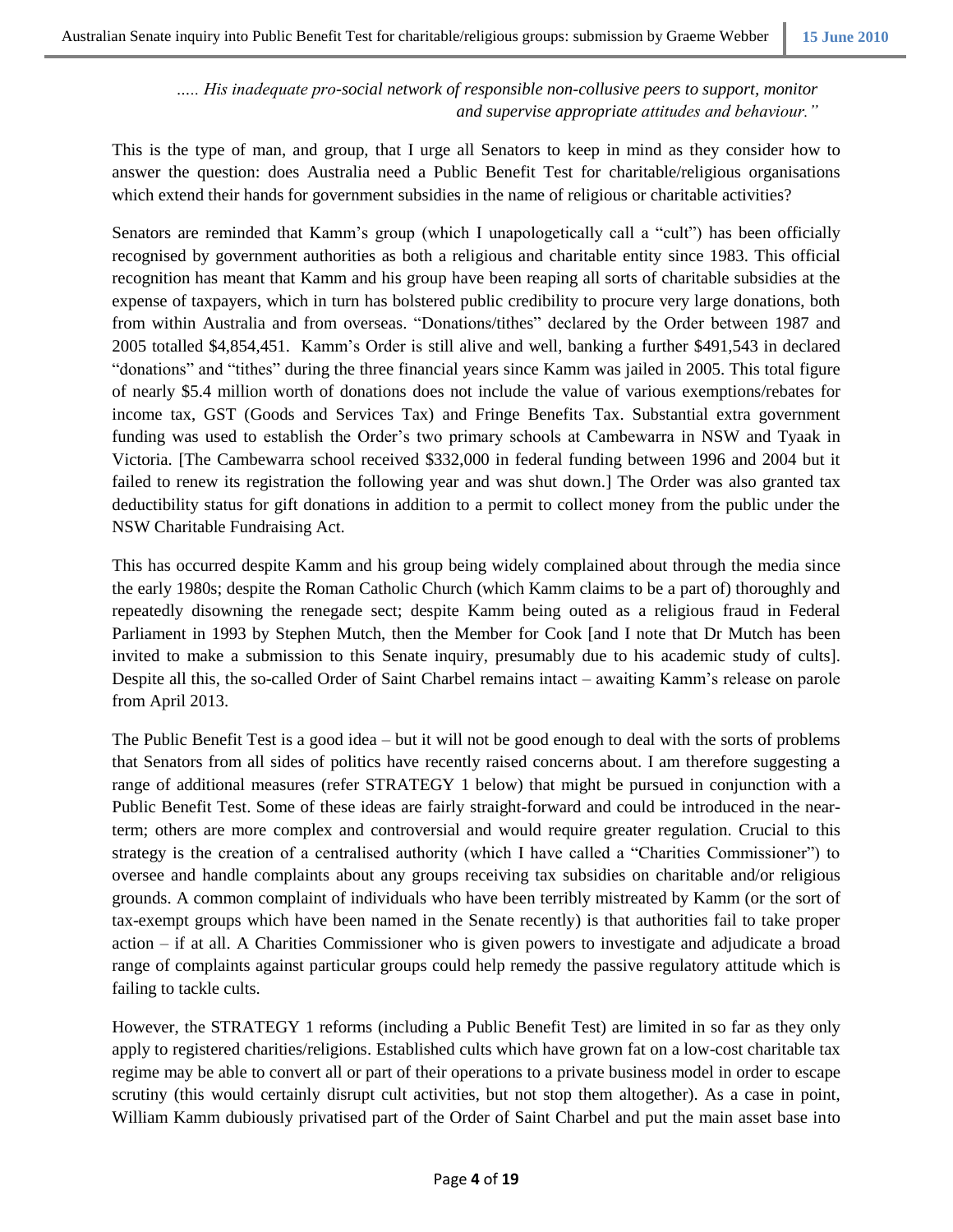*..... His inadequate pro-social network of responsible non-collusive peers to support, monitor and supervise appropriate attitudes and behaviour."*

This is the type of man, and group, that I urge all Senators to keep in mind as they consider how to answer the question: does Australia need a Public Benefit Test for charitable/religious organisations which extend their hands for government subsidies in the name of religious or charitable activities?

Senators are reminded that Kamm's group (which I unapologetically call a "cult") has been officially recognised by government authorities as both a religious and charitable entity since 1983. This official recognition has meant that Kamm and his group have been reaping all sorts of charitable subsidies at the expense of taxpayers, which in turn has bolstered public credibility to procure very large donations, both from within Australia and from overseas. "Donations/tithes" declared by the Order between 1987 and 2005 totalled $4,854,451. Kamm's Order is still alive and well, banking a further $491,543 in declared "donations" and "tithes" during the three financial years since Kamm was jailed in 2005. This total figure of nearly $5.4 million worth of donations does not include the value of various exemptions/rebates for income tax, GST (Goods and Services Tax) and Fringe Benefits Tax. Substantial extra government funding was used to establish the Order's two primary schools at Cambewarra in NSW and Tyaak in Victoria. [The Cambewarra school received $332,000 in federal funding between 1996 and 2004 but it failed to renew its registration the following year and was shut down.] The Order was also granted tax deductibility status for gift donations in addition to a permit to collect money from the public under the NSW Charitable Fundraising Act.

This has occurred despite Kamm and his group being widely complained about through the media since the early 1980s; despite the Roman Catholic Church (which Kamm claims to be a part of) thoroughly and repeatedly disowning the renegade sect; despite Kamm being outed as a religious fraud in Federal Parliament in 1993 by Stephen Mutch, then the Member for Cook [and I note that Dr Mutch has been invited to make a submission to this Senate inquiry, presumably due to his academic study of cults]. Despite all this, the so-called Order of Saint Charbel remains intact – awaiting Kamm's release on parole from April 2013.

The Public Benefit Test is a good idea – but it will not be good enough to deal with the sorts of problems that Senators from all sides of politics have recently raised concerns about. I am therefore suggesting a range of additional measures (refer STRATEGY 1 below) that might be pursued in conjunction with a Public Benefit Test. Some of these ideas are fairly straight-forward and could be introduced in the near-term; others are more complex and controversial and would require greater regulation. Crucial to this strategy is the creation of a centralised authority (which I have called a "Charities Commissioner") to oversee and handle complaints about any groups receiving tax subsidies on charitable and/or religious grounds. A common complaint of individuals who have been terribly mistreated by Kamm (or the sort of tax-exempt groups which have been named in the Senate recently) is that authorities fail to take proper action – if at all. A Charities Commissioner who is given powers to investigate and adjudicate a broad range of complaints against particular groups could help remedy the passive regulatory attitude which is failing to tackle cults.

However, the STRATEGY 1 reforms (including a Public Benefit Test) are limited in so far as they only apply to registered charities/religions. Established cults which have grown fat on a low-cost charitable tax regime may be able to convert all or part of their operations to a private business model in order to escape scrutiny (this would certainly disrupt cult activities, but not stop them altogether). As a case in point, William Kamm dubiously privatised part of the Order of Saint Charbel and put the main asset base into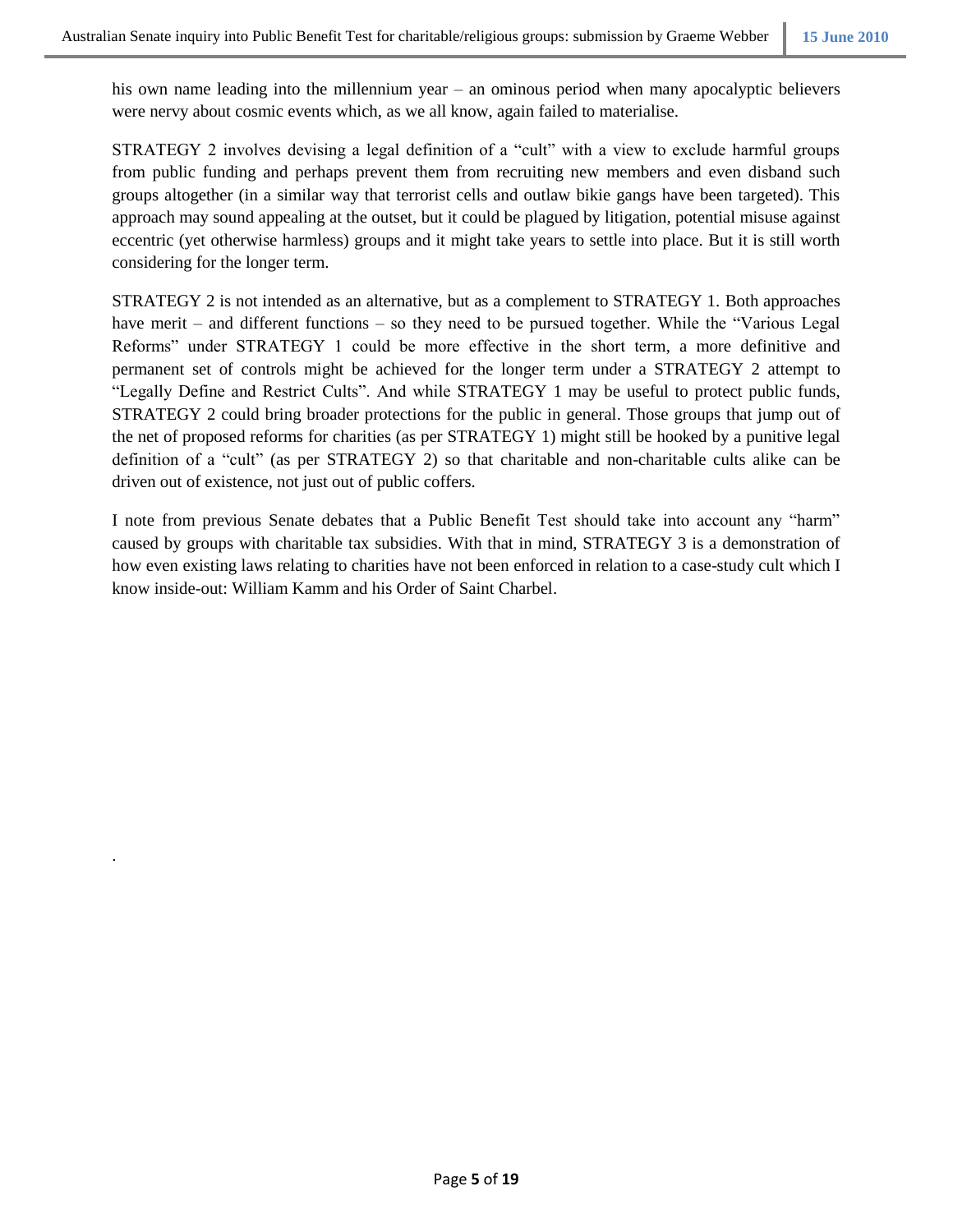his own name leading into the millennium year – an ominous period when many apocalyptic believers were nervy about cosmic events which, as we all know, again failed to materialise.

STRATEGY 2 involves devising a legal definition of a "cult" with a view to exclude harmful groups from public funding and perhaps prevent them from recruiting new members and even disband such groups altogether (in a similar way that terrorist cells and outlaw bikie gangs have been targeted). This approach may sound appealing at the outset, but it could be plagued by litigation, potential misuse against eccentric (yet otherwise harmless) groups and it might take years to settle into place. But it is still worth considering for the longer term.

STRATEGY 2 is not intended as an alternative, but as a complement to STRATEGY 1. Both approaches have merit – and different functions – so they need to be pursued together. While the "Various Legal Reforms" under STRATEGY 1 could be more effective in the short term, a more definitive and permanent set of controls might be achieved for the longer term under a STRATEGY 2 attempt to "Legally Define and Restrict Cults". And while STRATEGY 1 may be useful to protect public funds, STRATEGY 2 could bring broader protections for the public in general. Those groups that jump out of the net of proposed reforms for charities (as per STRATEGY 1) might still be hooked by a punitive legal definition of a "cult" (as per STRATEGY 2) so that charitable and non-charitable cults alike can be driven out of existence, not just out of public coffers.

I note from previous Senate debates that a Public Benefit Test should take into account any "harm" caused by groups with charitable tax subsidies. With that in mind, STRATEGY 3 is a demonstration of how even existing laws relating to charities have not been enforced in relation to a case-study cult which I know inside-out: William Kamm and his Order of Saint Charbel.

.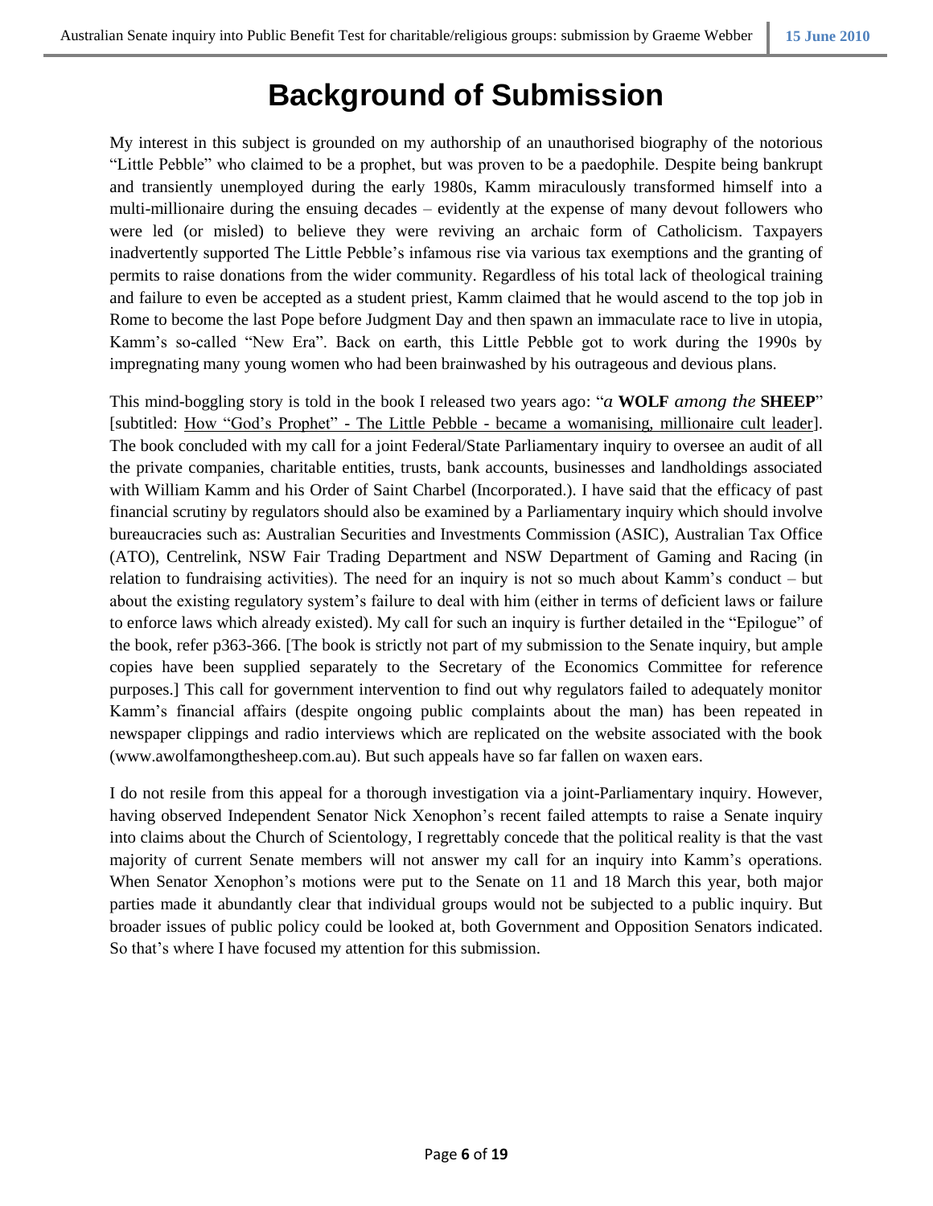# Background of Submission

My interest in this subject is grounded on my authorship of an unauthorised biography of the notorious "Little Pebble" who claimed to be a prophet, but was proven to be a paedophile. Despite being bankrupt and transiently unemployed during the early 1980s, Kamm miraculously transformed himself into a multi-millionaire during the ensuing decades – evidently at the expense of many devout followers who were led (or misled) to believe they were reviving an archaic form of Catholicism. Taxpayers inadvertently supported The Little Pebble's infamous rise via various tax exemptions and the granting of permits to raise donations from the wider community. Regardless of his total lack of theological training and failure to even be accepted as a student priest, Kamm claimed that he would ascend to the top job in Rome to become the last Pope before Judgment Day and then spawn an immaculate race to live in utopia, Kamm's so-called "New Era". Back on earth, this Little Pebble got to work during the 1990s by impregnating many young women who had been brainwashed by his outrageous and devious plans.

This mind-boggling story is told in the book I released two years ago: "*a* **WOLF** *among the* **SHEEP**" [subtitled: How "God's Prophet" - The Little Pebble - became a womanising, millionaire cult leader]. The book concluded with my call for a joint Federal/State Parliamentary inquiry to oversee an audit of all the private companies, charitable entities, trusts, bank accounts, businesses and landholdings associated with William Kamm and his Order of Saint Charbel (Incorporated.). I have said that the efficacy of past financial scrutiny by regulators should also be examined by a Parliamentary inquiry which should involve bureaucracies such as: Australian Securities and Investments Commission (ASIC), Australian Tax Office (ATO), Centrelink, NSW Fair Trading Department and NSW Department of Gaming and Racing (in relation to fundraising activities). The need for an inquiry is not so much about Kamm's conduct – but about the existing regulatory system's failure to deal with him (either in terms of deficient laws or failure to enforce laws which already existed). My call for such an inquiry is further detailed in the "Epilogue" of the book, refer p363-366. [The book is strictly not part of my submission to the Senate inquiry, but ample copies have been supplied separately to the Secretary of the Economics Committee for reference purposes.] This call for government intervention to find out why regulators failed to adequately monitor Kamm's financial affairs (despite ongoing public complaints about the man) has been repeated in newspaper clippings and radio interviews which are replicated on the website associated with the book (www.awolfamongthesheep.com.au). But such appeals have so far fallen on waxen ears.

I do not resile from this appeal for a thorough investigation via a joint-Parliamentary inquiry. However, having observed Independent Senator Nick Xenophon's recent failed attempts to raise a Senate inquiry into claims about the Church of Scientology, I regrettably concede that the political reality is that the vast majority of current Senate members will not answer my call for an inquiry into Kamm's operations. When Senator Xenophon's motions were put to the Senate on 11 and 18 March this year, both major parties made it abundantly clear that individual groups would not be subjected to a public inquiry. But broader issues of public policy could be looked at, both Government and Opposition Senators indicated. So that's where I have focused my attention for this submission.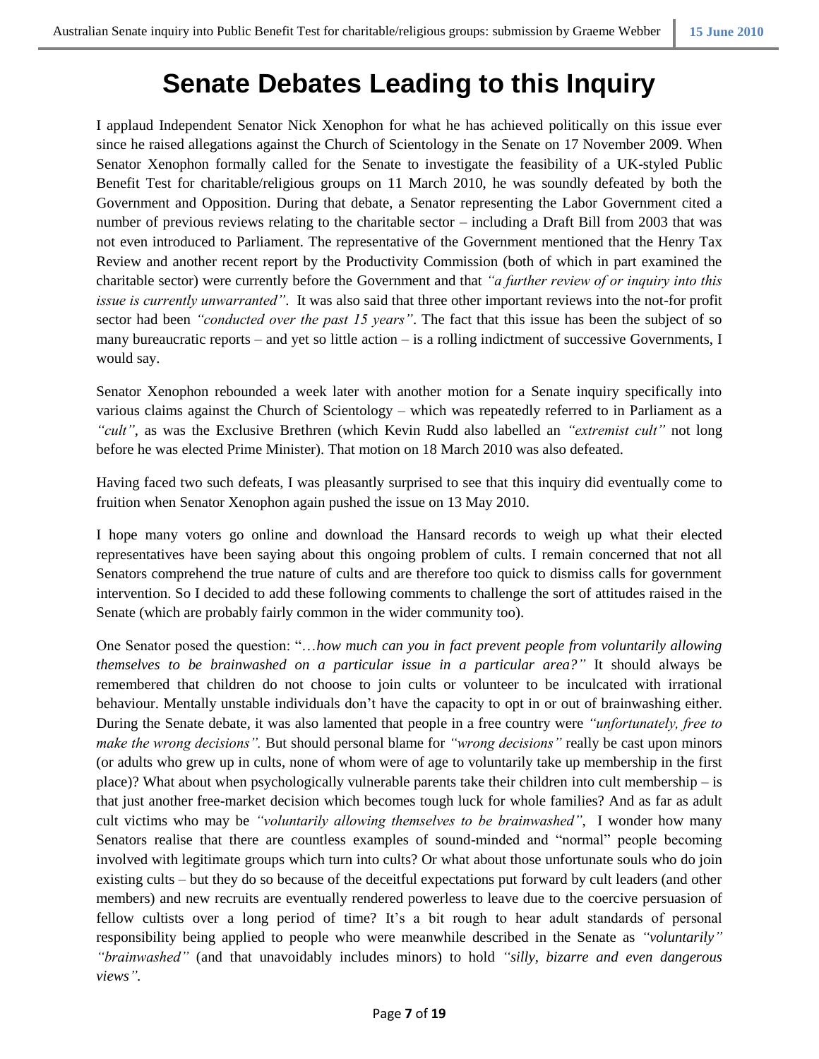# Senate Debates Leading to this Inquiry

I applaud Independent Senator Nick Xenophon for what he has achieved politically on this issue ever since he raised allegations against the Church of Scientology in the Senate on 17 November 2009. When Senator Xenophon formally called for the Senate to investigate the feasibility of a UK-styled Public Benefit Test for charitable/religious groups on 11 March 2010, he was soundly defeated by both the Government and Opposition. During that debate, a Senator representing the Labor Government cited a number of previous reviews relating to the charitable sector – including a Draft Bill from 2003 that was not even introduced to Parliament. The representative of the Government mentioned that the Henry Tax Review and another recent report by the Productivity Commission (both of which in part examined the charitable sector) were currently before the Government and that *"a further review of or inquiry into this issue is currently unwarranted"*. It was also said that three other important reviews into the not-for profit sector had been *"conducted over the past 15 years"*. The fact that this issue has been the subject of so many bureaucratic reports – and yet so little action – is a rolling indictment of successive Governments, I would say.

Senator Xenophon rebounded a week later with another motion for a Senate inquiry specifically into various claims against the Church of Scientology – which was repeatedly referred to in Parliament as a *"cult"*, as was the Exclusive Brethren (which Kevin Rudd also labelled an *"extremist cult"* not long before he was elected Prime Minister). That motion on 18 March 2010 was also defeated.

Having faced two such defeats, I was pleasantly surprised to see that this inquiry did eventually come to fruition when Senator Xenophon again pushed the issue on 13 May 2010.

I hope many voters go online and download the Hansard records to weigh up what their elected representatives have been saying about this ongoing problem of cults. I remain concerned that not all Senators comprehend the true nature of cults and are therefore too quick to dismiss calls for government intervention. So I decided to add these following comments to challenge the sort of attitudes raised in the Senate (which are probably fairly common in the wider community too).

One Senator posed the question: "*…how much can you in fact prevent people from voluntarily allowing themselves to be brainwashed on a particular issue in a particular area?"* It should always be remembered that children do not choose to join cults or volunteer to be inculcated with irrational behaviour. Mentally unstable individuals don't have the capacity to opt in or out of brainwashing either. During the Senate debate, it was also lamented that people in a free country were *"unfortunately, free to make the wrong decisions".* But should personal blame for *"wrong decisions"* really be cast upon minors (or adults who grew up in cults, none of whom were of age to voluntarily take up membership in the first place)? What about when psychologically vulnerable parents take their children into cult membership – is that just another free-market decision which becomes tough luck for whole families? And as far as adult cult victims who may be *"voluntarily allowing themselves to be brainwashed"*, I wonder how many Senators realise that there are countless examples of sound-minded and "normal" people becoming involved with legitimate groups which turn into cults? Or what about those unfortunate souls who do join existing cults – but they do so because of the deceitful expectations put forward by cult leaders (and other members) and new recruits are eventually rendered powerless to leave due to the coercive persuasion of fellow cultists over a long period of time? It's a bit rough to hear adult standards of personal responsibility being applied to people who were meanwhile described in the Senate as *"voluntarily" "brainwashed"* (and that unavoidably includes minors) to hold *"silly, bizarre and even dangerous views"*.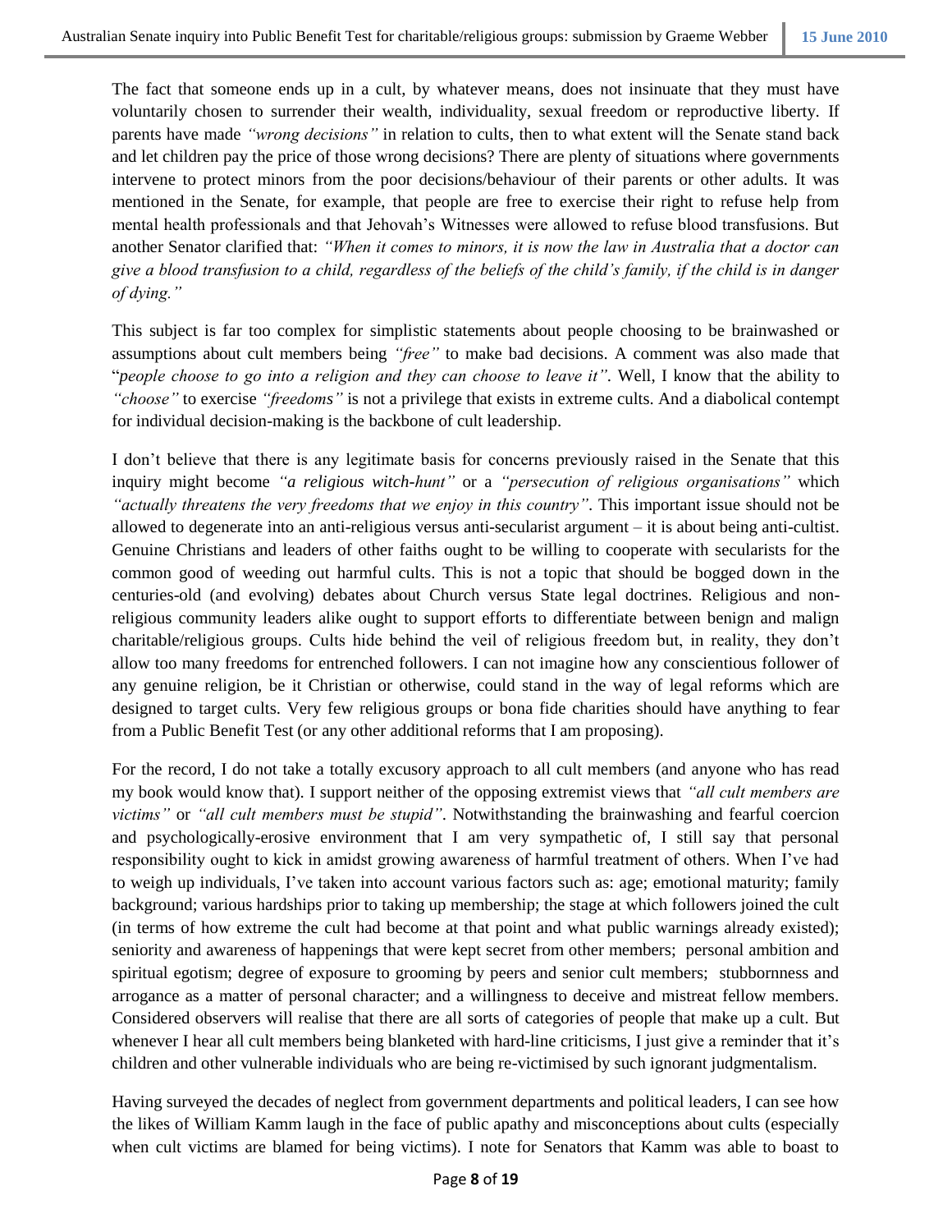The fact that someone ends up in a cult, by whatever means, does not insinuate that they must have voluntarily chosen to surrender their wealth, individuality, sexual freedom or reproductive liberty. If parents have made *"wrong decisions"* in relation to cults, then to what extent will the Senate stand back and let children pay the price of those wrong decisions? There are plenty of situations where governments intervene to protect minors from the poor decisions/behaviour of their parents or other adults. It was mentioned in the Senate, for example, that people are free to exercise their right to refuse help from mental health professionals and that Jehovah's Witnesses were allowed to refuse blood transfusions. But another Senator clarified that: *"When it comes to minors, it is now the law in Australia that a doctor can give a blood transfusion to a child, regardless of the beliefs of the child's family, if the child is in danger of dying."*

This subject is far too complex for simplistic statements about people choosing to be brainwashed or assumptions about cult members being *"free"* to make bad decisions. A comment was also made that "*people choose to go into a religion and they can choose to leave it"*. Well, I know that the ability to *"choose"* to exercise *"freedoms"* is not a privilege that exists in extreme cults. And a diabolical contempt for individual decision-making is the backbone of cult leadership.

I don't believe that there is any legitimate basis for concerns previously raised in the Senate that this inquiry might become *"a religious witch-hunt"* or a *"persecution of religious organisations"* which *"actually threatens the very freedoms that we enjoy in this country"*. This important issue should not be allowed to degenerate into an anti-religious versus anti-secularist argument – it is about being anti-cultist. Genuine Christians and leaders of other faiths ought to be willing to cooperate with secularists for the common good of weeding out harmful cults. This is not a topic that should be bogged down in the centuries-old (and evolving) debates about Church versus State legal doctrines. Religious and non-religious community leaders alike ought to support efforts to differentiate between benign and malign charitable/religious groups. Cults hide behind the veil of religious freedom but, in reality, they don't allow too many freedoms for entrenched followers. I can not imagine how any conscientious follower of any genuine religion, be it Christian or otherwise, could stand in the way of legal reforms which are designed to target cults. Very few religious groups or bona fide charities should have anything to fear from a Public Benefit Test (or any other additional reforms that I am proposing).

For the record, I do not take a totally excusory approach to all cult members (and anyone who has read my book would know that). I support neither of the opposing extremist views that *"all cult members are victims"* or *"all cult members must be stupid"*. Notwithstanding the brainwashing and fearful coercion and psychologically-erosive environment that I am very sympathetic of, I still say that personal responsibility ought to kick in amidst growing awareness of harmful treatment of others. When I've had to weigh up individuals, I've taken into account various factors such as: age; emotional maturity; family background; various hardships prior to taking up membership; the stage at which followers joined the cult (in terms of how extreme the cult had become at that point and what public warnings already existed); seniority and awareness of happenings that were kept secret from other members; personal ambition and spiritual egotism; degree of exposure to grooming by peers and senior cult members; stubbornness and arrogance as a matter of personal character; and a willingness to deceive and mistreat fellow members. Considered observers will realise that there are all sorts of categories of people that make up a cult. But whenever I hear all cult members being blanketed with hard-line criticisms, I just give a reminder that it's children and other vulnerable individuals who are being re-victimised by such ignorant judgmentalism.

Having surveyed the decades of neglect from government departments and political leaders, I can see how the likes of William Kamm laugh in the face of public apathy and misconceptions about cults (especially when cult victims are blamed for being victims). I note for Senators that Kamm was able to boast to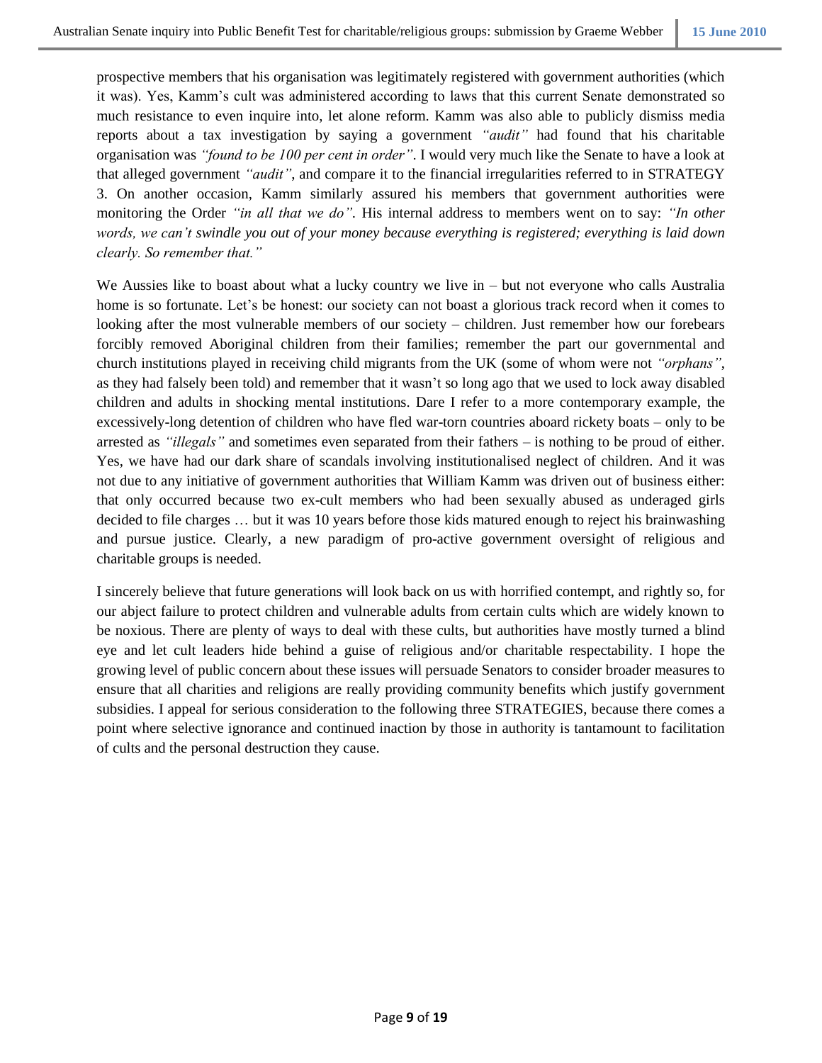prospective members that his organisation was legitimately registered with government authorities (which it was). Yes, Kamm's cult was administered according to laws that this current Senate demonstrated so much resistance to even inquire into, let alone reform. Kamm was also able to publicly dismiss media reports about a tax investigation by saying a government *"audit"* had found that his charitable organisation was *"found to be 100 per cent in order"*. I would very much like the Senate to have a look at that alleged government *"audit"*, and compare it to the financial irregularities referred to in STRATEGY 3. On another occasion, Kamm similarly assured his members that government authorities were monitoring the Order *"in all that we do"*. His internal address to members went on to say: *"In other words, we can't swindle you out of your money because everything is registered; everything is laid down clearly. So remember that."*

We Aussies like to boast about what a lucky country we live in – but not everyone who calls Australia home is so fortunate. Let's be honest: our society can not boast a glorious track record when it comes to looking after the most vulnerable members of our society – children. Just remember how our forebears forcibly removed Aboriginal children from their families; remember the part our governmental and church institutions played in receiving child migrants from the UK (some of whom were not *"orphans"*, as they had falsely been told) and remember that it wasn't so long ago that we used to lock away disabled children and adults in shocking mental institutions. Dare I refer to a more contemporary example, the excessively-long detention of children who have fled war-torn countries aboard rickety boats – only to be arrested as *"illegals"* and sometimes even separated from their fathers – is nothing to be proud of either. Yes, we have had our dark share of scandals involving institutionalised neglect of children. And it was not due to any initiative of government authorities that William Kamm was driven out of business either: that only occurred because two ex-cult members who had been sexually abused as underaged girls decided to file charges … but it was 10 years before those kids matured enough to reject his brainwashing and pursue justice. Clearly, a new paradigm of pro-active government oversight of religious and charitable groups is needed.

I sincerely believe that future generations will look back on us with horrified contempt, and rightly so, for our abject failure to protect children and vulnerable adults from certain cults which are widely known to be noxious. There are plenty of ways to deal with these cults, but authorities have mostly turned a blind eye and let cult leaders hide behind a guise of religious and/or charitable respectability. I hope the growing level of public concern about these issues will persuade Senators to consider broader measures to ensure that all charities and religions are really providing community benefits which justify government subsidies. I appeal for serious consideration to the following three STRATEGIES, because there comes a point where selective ignorance and continued inaction by those in authority is tantamount to facilitation of cults and the personal destruction they cause.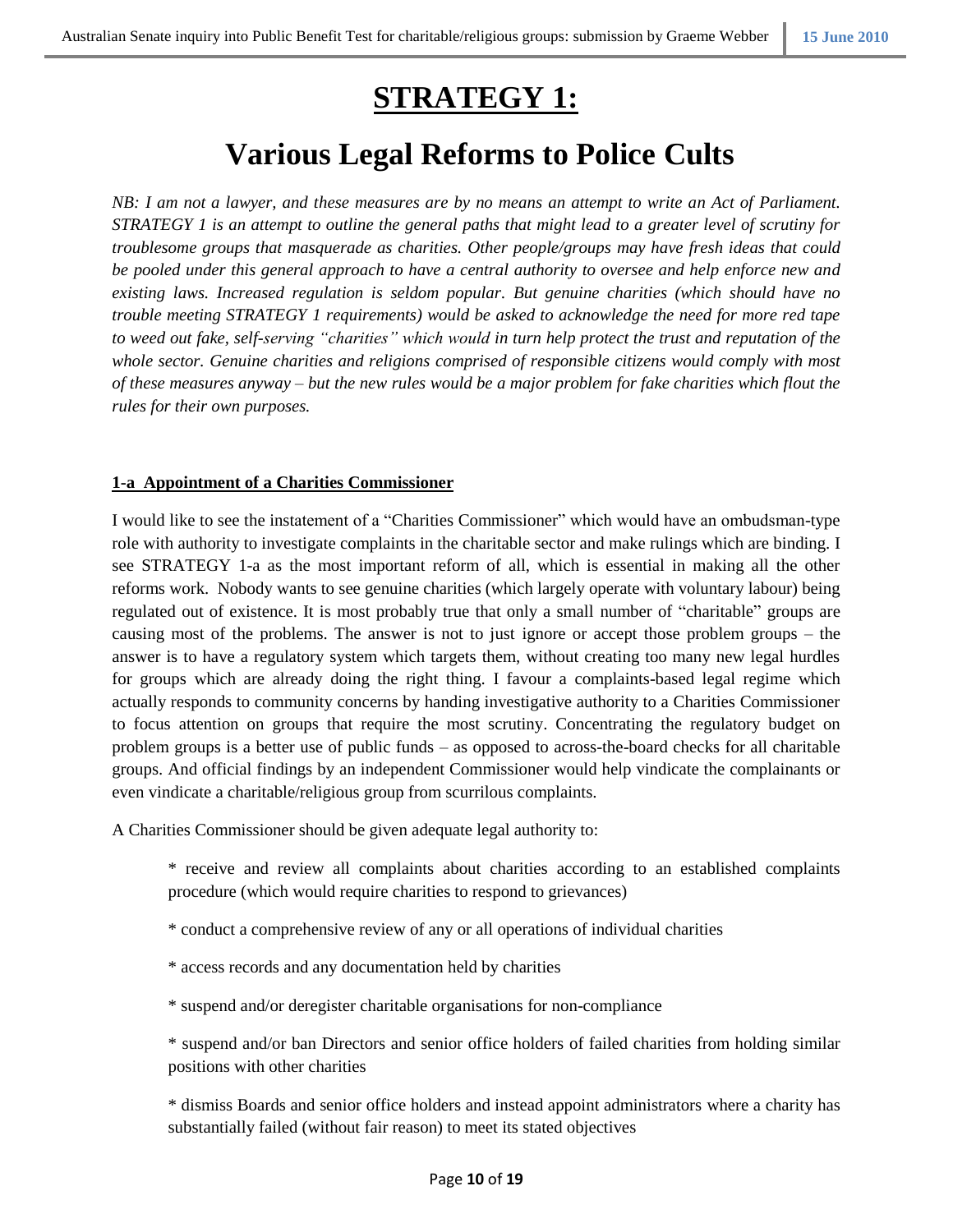# STRATEGY 1:

# Various Legal Reforms to Police Cults

*NB: I am not a lawyer, and these measures are by no means an attempt to write an Act of Parliament. STRATEGY 1 is an attempt to outline the general paths that might lead to a greater level of scrutiny for troublesome groups that masquerade as charities. Other people/groups may have fresh ideas that could be pooled under this general approach to have a central authority to oversee and help enforce new and existing laws. Increased regulation is seldom popular. But genuine charities (which should have no trouble meeting STRATEGY 1 requirements) would be asked to acknowledge the need for more red tape to weed out fake, self-serving "charities" which would in turn help protect the trust and reputation of the whole sector. Genuine charities and religions comprised of responsible citizens would comply with most of these measures anyway – but the new rules would be a major problem for fake charities which flout the rules for their own purposes.*

**1-a Appointment of a Charities Commissioner**

I would like to see the instatement of a "Charities Commissioner" which would have an ombudsman-type role with authority to investigate complaints in the charitable sector and make rulings which are binding. I see STRATEGY 1-a as the most important reform of all, which is essential in making all the other reforms work. Nobody wants to see genuine charities (which largely operate with voluntary labour) being regulated out of existence. It is most probably true that only a small number of "charitable" groups are causing most of the problems. The answer is not to just ignore or accept those problem groups – the answer is to have a regulatory system which targets them, without creating too many new legal hurdles for groups which are already doing the right thing. I favour a complaints-based legal regime which actually responds to community concerns by handing investigative authority to a Charities Commissioner to focus attention on groups that require the most scrutiny. Concentrating the regulatory budget on problem groups is a better use of public funds – as opposed to across-the-board checks for all charitable groups. And official findings by an independent Commissioner would help vindicate the complainants or even vindicate a charitable/religious group from scurrilous complaints.

A Charities Commissioner should be given adequate legal authority to:

* receive and review all complaints about charities according to an established complaints procedure (which would require charities to respond to grievances)
* conduct a comprehensive review of any or all operations of individual charities
* access records and any documentation held by charities
* suspend and/or deregister charitable organisations for non-compliance
* suspend and/or ban Directors and senior office holders of failed charities from holding similar positions with other charities
* dismiss Boards and senior office holders and instead appoint administrators where a charity has substantially failed (without fair reason) to meet its stated objectives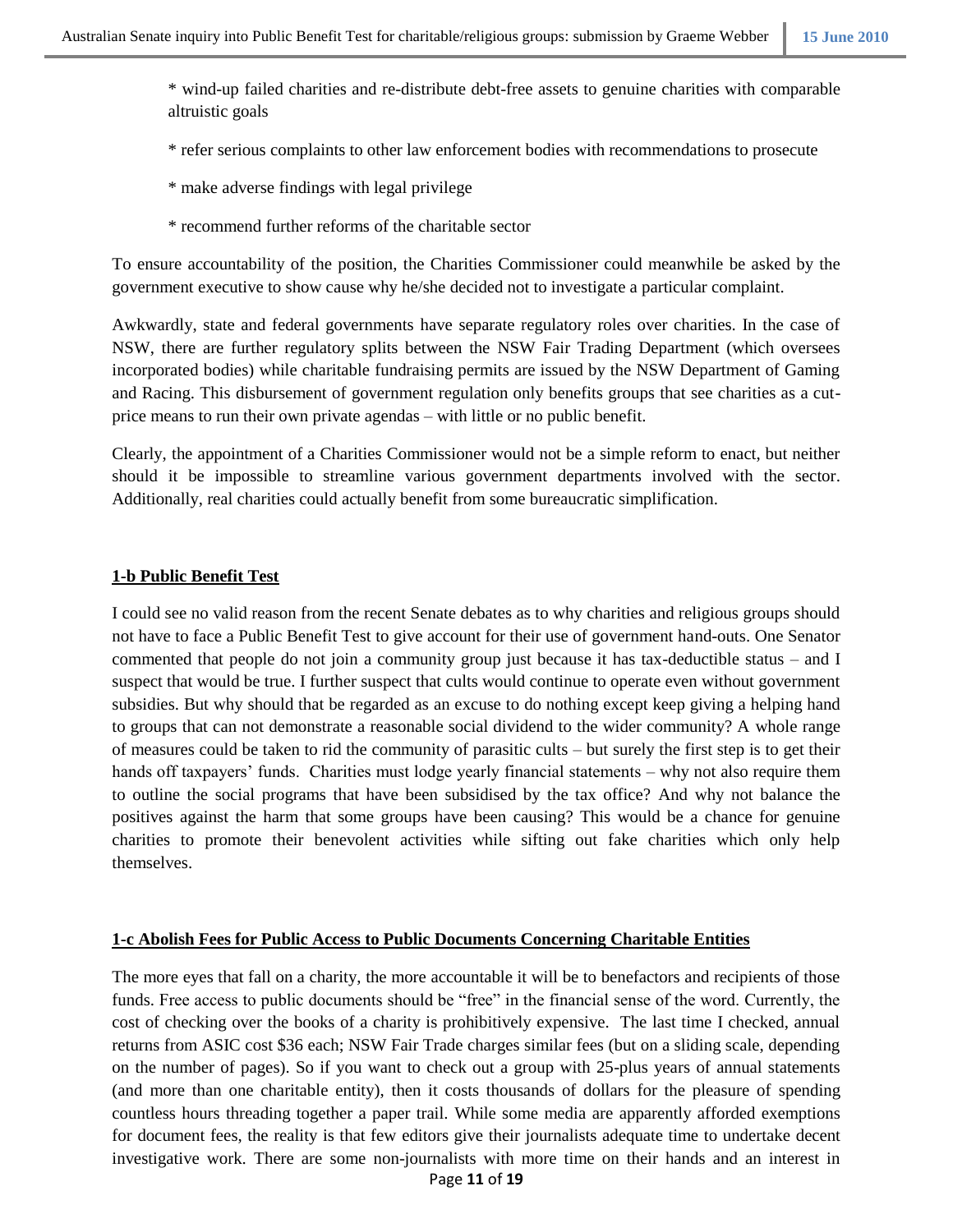* wind-up failed charities and re-distribute debt-free assets to genuine charities with comparable altruistic goals

* refer serious complaints to other law enforcement bodies with recommendations to prosecute

* make adverse findings with legal privilege

* recommend further reforms of the charitable sector

To ensure accountability of the position, the Charities Commissioner could meanwhile be asked by the government executive to show cause why he/she decided not to investigate a particular complaint.

Awkwardly, state and federal governments have separate regulatory roles over charities. In the case of NSW, there are further regulatory splits between the NSW Fair Trading Department (which oversees incorporated bodies) while charitable fundraising permits are issued by the NSW Department of Gaming and Racing. This disbursement of government regulation only benefits groups that see charities as a cut-price means to run their own private agendas – with little or no public benefit.

Clearly, the appointment of a Charities Commissioner would not be a simple reform to enact, but neither should it be impossible to streamline various government departments involved with the sector. Additionally, real charities could actually benefit from some bureaucratic simplification.

## 1-b Public Benefit Test

I could see no valid reason from the recent Senate debates as to why charities and religious groups should not have to face a Public Benefit Test to give account for their use of government hand-outs. One Senator commented that people do not join a community group just because it has tax-deductible status – and I suspect that would be true. I further suspect that cults would continue to operate even without government subsidies. But why should that be regarded as an excuse to do nothing except keep giving a helping hand to groups that can not demonstrate a reasonable social dividend to the wider community? A whole range of measures could be taken to rid the community of parasitic cults – but surely the first step is to get their hands off taxpayers' funds. Charities must lodge yearly financial statements – why not also require them to outline the social programs that have been subsidised by the tax office? And why not balance the positives against the harm that some groups have been causing? This would be a chance for genuine charities to promote their benevolent activities while sifting out fake charities which only help themselves.

## 1-c Abolish Fees for Public Access to Public Documents Concerning Charitable Entities

The more eyes that fall on a charity, the more accountable it will be to benefactors and recipients of those funds. Free access to public documents should be "free" in the financial sense of the word. Currently, the cost of checking over the books of a charity is prohibitively expensive. The last time I checked, annual returns from ASIC cost $36 each; NSW Fair Trade charges similar fees (but on a sliding scale, depending on the number of pages). So if you want to check out a group with 25-plus years of annual statements (and more than one charitable entity), then it costs thousands of dollars for the pleasure of spending countless hours threading together a paper trail. While some media are apparently afforded exemptions for document fees, the reality is that few editors give their journalists adequate time to undertake decent investigative work. There are some non-journalists with more time on their hands and an interest in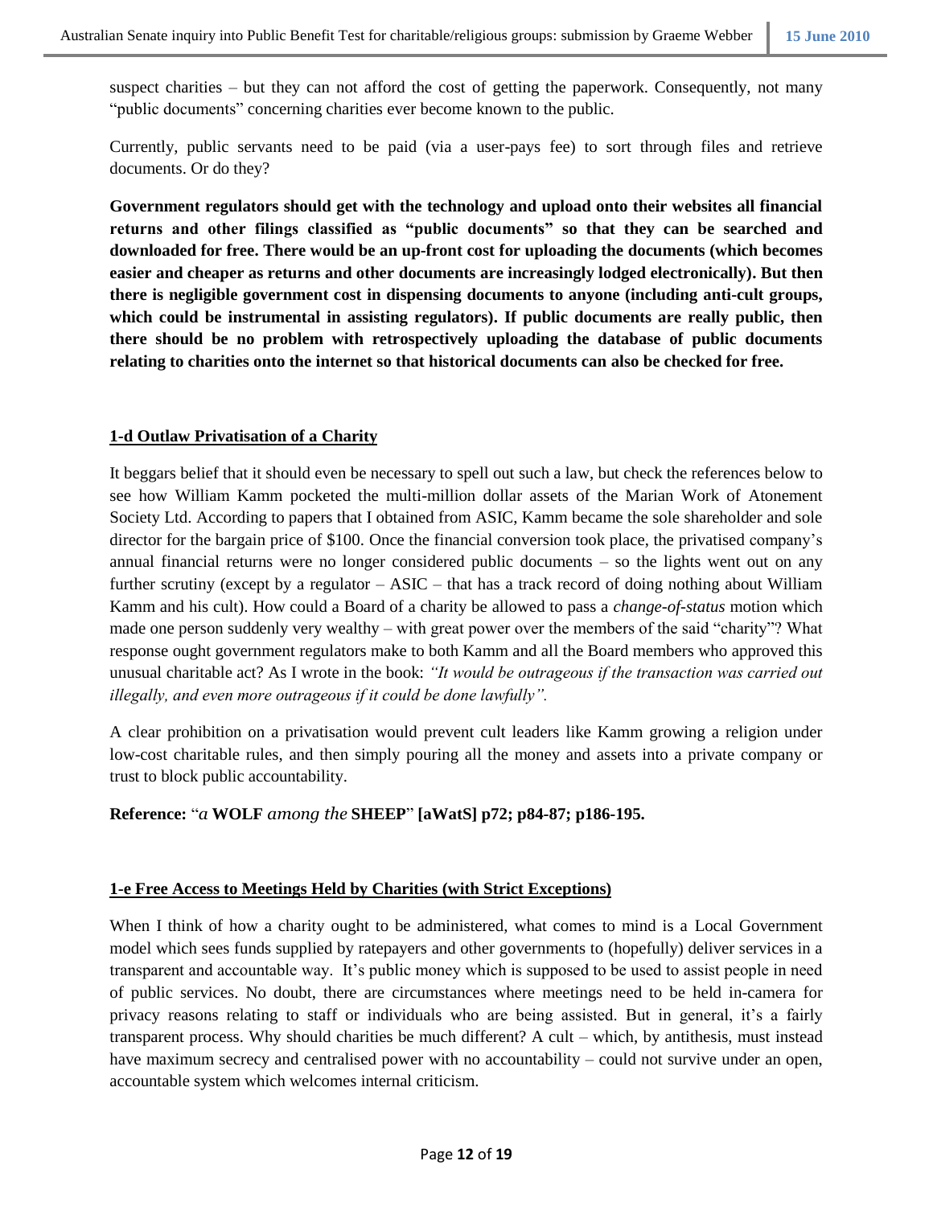suspect charities – but they can not afford the cost of getting the paperwork. Consequently, not many "public documents" concerning charities ever become known to the public.

Currently, public servants need to be paid (via a user-pays fee) to sort through files and retrieve documents. Or do they?

**Government regulators should get with the technology and upload onto their websites all financial returns and other filings classified as "public documents" so that they can be searched and downloaded for free. There would be an up-front cost for uploading the documents (which becomes easier and cheaper as returns and other documents are increasingly lodged electronically). But then there is negligible government cost in dispensing documents to anyone (including anti-cult groups, which could be instrumental in assisting regulators). If public documents are really public, then there should be no problem with retrospectively uploading the database of public documents relating to charities onto the internet so that historical documents can also be checked for free.**

### 1-d Outlaw Privatisation of a Charity

It beggars belief that it should even be necessary to spell out such a law, but check the references below to see how William Kamm pocketed the multi-million dollar assets of the Marian Work of Atonement Society Ltd. According to papers that I obtained from ASIC, Kamm became the sole shareholder and sole director for the bargain price of $100. Once the financial conversion took place, the privatised company's annual financial returns were no longer considered public documents – so the lights went out on any further scrutiny (except by a regulator – ASIC – that has a track record of doing nothing about William Kamm and his cult). How could a Board of a charity be allowed to pass a *change-of-status* motion which made one person suddenly very wealthy – with great power over the members of the said "charity"? What response ought government regulators make to both Kamm and all the Board members who approved this unusual charitable act? As I wrote in the book: *"It would be outrageous if the transaction was carried out illegally, and even more outrageous if it could be done lawfully".*

A clear prohibition on a privatisation would prevent cult leaders like Kamm growing a religion under low-cost charitable rules, and then simply pouring all the money and assets into a private company or trust to block public accountability.

**Reference:** "*a* **WOLF** *among the* **SHEEP**" **[aWatS] p72; p84-87; p186-195.**

### 1-e Free Access to Meetings Held by Charities (with Strict Exceptions)

When I think of how a charity ought to be administered, what comes to mind is a Local Government model which sees funds supplied by ratepayers and other governments to (hopefully) deliver services in a transparent and accountable way. It's public money which is supposed to be used to assist people in need of public services. No doubt, there are circumstances where meetings need to be held in-camera for privacy reasons relating to staff or individuals who are being assisted. But in general, it's a fairly transparent process. Why should charities be much different? A cult – which, by antithesis, must instead have maximum secrecy and centralised power with no accountability – could not survive under an open, accountable system which welcomes internal criticism.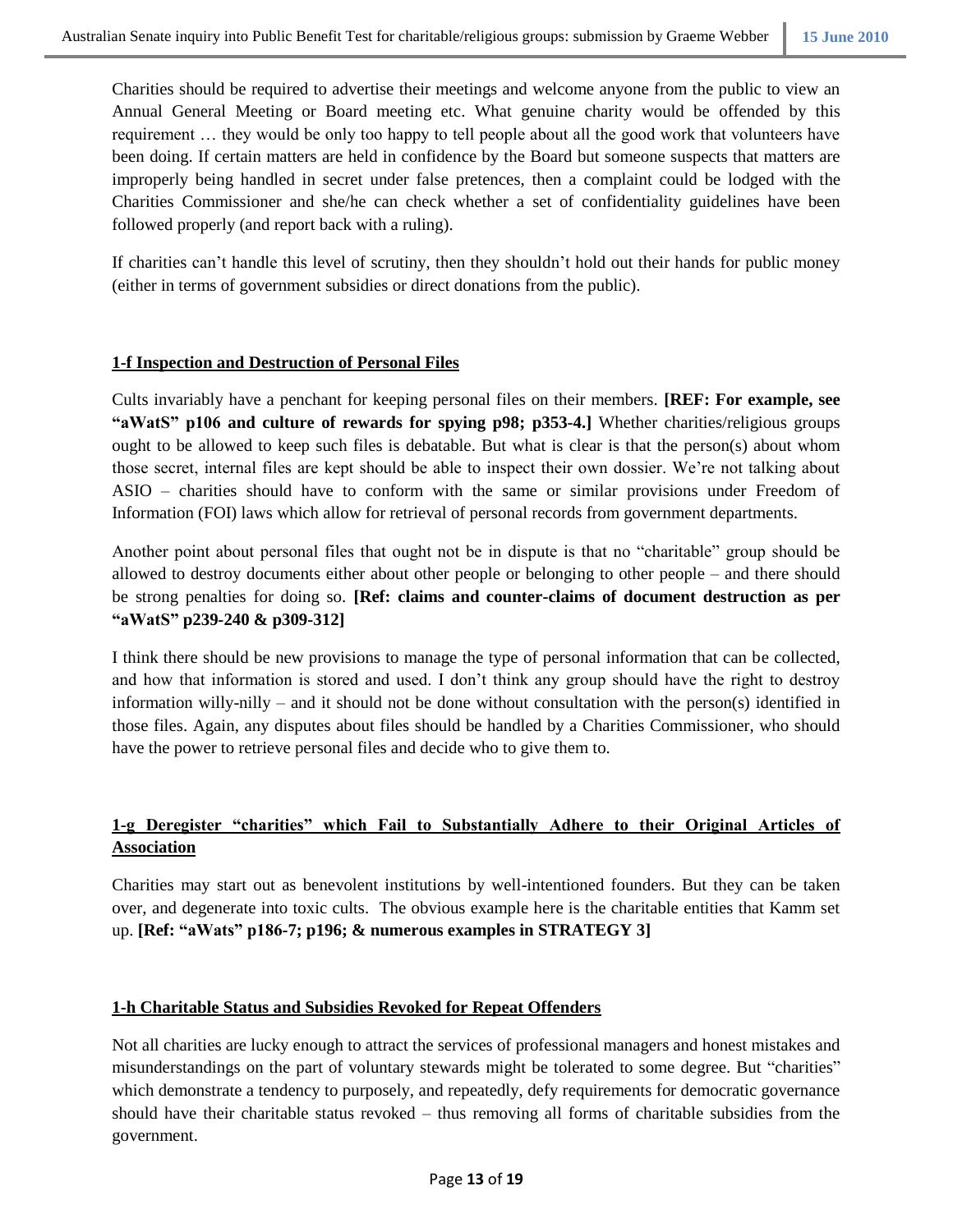Charities should be required to advertise their meetings and welcome anyone from the public to view an Annual General Meeting or Board meeting etc. What genuine charity would be offended by this requirement … they would be only too happy to tell people about all the good work that volunteers have been doing. If certain matters are held in confidence by the Board but someone suspects that matters are improperly being handled in secret under false pretences, then a complaint could be lodged with the Charities Commissioner and she/he can check whether a set of confidentiality guidelines have been followed properly (and report back with a ruling).

If charities can't handle this level of scrutiny, then they shouldn't hold out their hands for public money (either in terms of government subsidies or direct donations from the public).

### 1-f Inspection and Destruction of Personal Files

Cults invariably have a penchant for keeping personal files on their members. **[REF: For example, see "aWatS" p106 and culture of rewards for spying p98; p353-4.]** Whether charities/religious groups ought to be allowed to keep such files is debatable. But what is clear is that the person(s) about whom those secret, internal files are kept should be able to inspect their own dossier. We're not talking about ASIO – charities should have to conform with the same or similar provisions under Freedom of Information (FOI) laws which allow for retrieval of personal records from government departments.

Another point about personal files that ought not be in dispute is that no "charitable" group should be allowed to destroy documents either about other people or belonging to other people – and there should be strong penalties for doing so. **[Ref: claims and counter-claims of document destruction as per "aWatS" p239-240 & p309-312]**

I think there should be new provisions to manage the type of personal information that can be collected, and how that information is stored and used. I don't think any group should have the right to destroy information willy-nilly – and it should not be done without consultation with the person(s) identified in those files. Again, any disputes about files should be handled by a Charities Commissioner, who should have the power to retrieve personal files and decide who to give them to.

### 1-g Deregister "charities" which Fail to Substantially Adhere to their Original Articles of Association

Charities may start out as benevolent institutions by well-intentioned founders. But they can be taken over, and degenerate into toxic cults. The obvious example here is the charitable entities that Kamm set up. **[Ref: "aWats" p186-7; p196; & numerous examples in STRATEGY 3]**

### 1-h Charitable Status and Subsidies Revoked for Repeat Offenders

Not all charities are lucky enough to attract the services of professional managers and honest mistakes and misunderstandings on the part of voluntary stewards might be tolerated to some degree. But "charities" which demonstrate a tendency to purposely, and repeatedly, defy requirements for democratic governance should have their charitable status revoked – thus removing all forms of charitable subsidies from the government.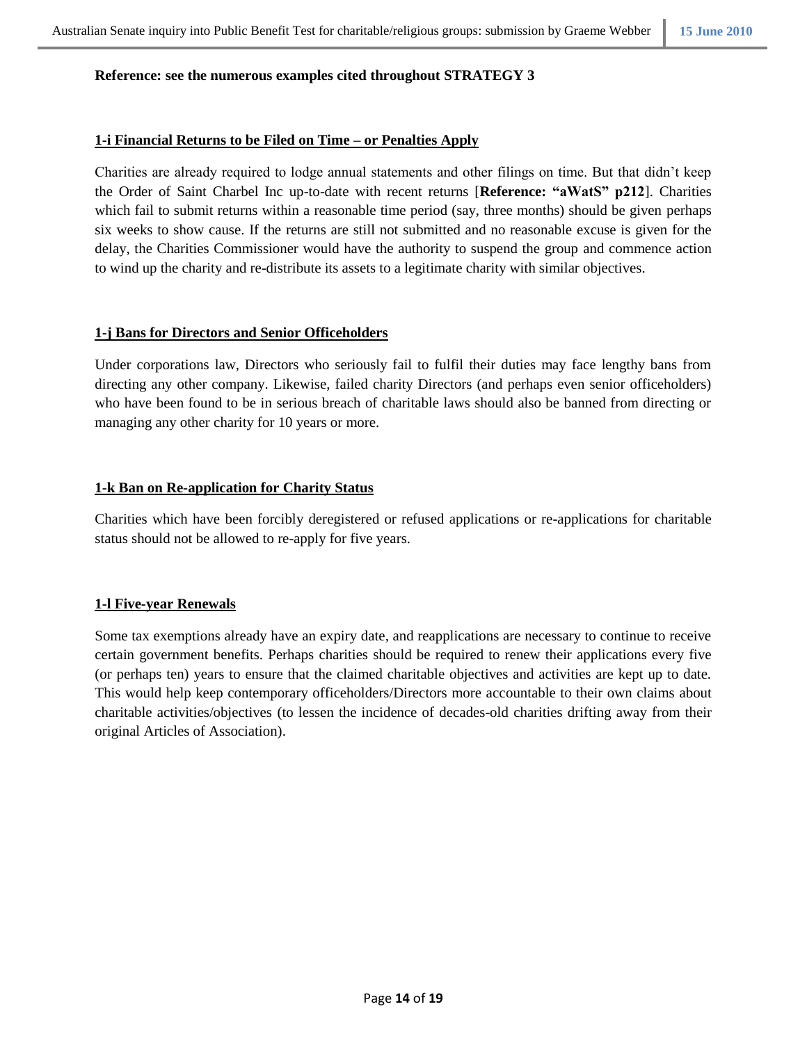**Reference: see the numerous examples cited throughout STRATEGY 3**

**1-i Financial Returns to be Filed on Time – or Penalties Apply**

Charities are already required to lodge annual statements and other filings on time. But that didn't keep the Order of Saint Charbel Inc up-to-date with recent returns [**Reference: "aWatS" p212**]. Charities which fail to submit returns within a reasonable time period (say, three months) should be given perhaps six weeks to show cause. If the returns are still not submitted and no reasonable excuse is given for the delay, the Charities Commissioner would have the authority to suspend the group and commence action to wind up the charity and re-distribute its assets to a legitimate charity with similar objectives.

**1-j Bans for Directors and Senior Officeholders**

Under corporations law, Directors who seriously fail to fulfil their duties may face lengthy bans from directing any other company. Likewise, failed charity Directors (and perhaps even senior officeholders) who have been found to be in serious breach of charitable laws should also be banned from directing or managing any other charity for 10 years or more.

**1-k Ban on Re-application for Charity Status**

Charities which have been forcibly deregistered or refused applications or re-applications for charitable status should not be allowed to re-apply for five years.

**1-l Five-year Renewals**

Some tax exemptions already have an expiry date, and reapplications are necessary to continue to receive certain government benefits. Perhaps charities should be required to renew their applications every five (or perhaps ten) years to ensure that the claimed charitable objectives and activities are kept up to date. This would help keep contemporary officeholders/Directors more accountable to their own claims about charitable activities/objectives (to lessen the incidence of decades-old charities drifting away from their original Articles of Association).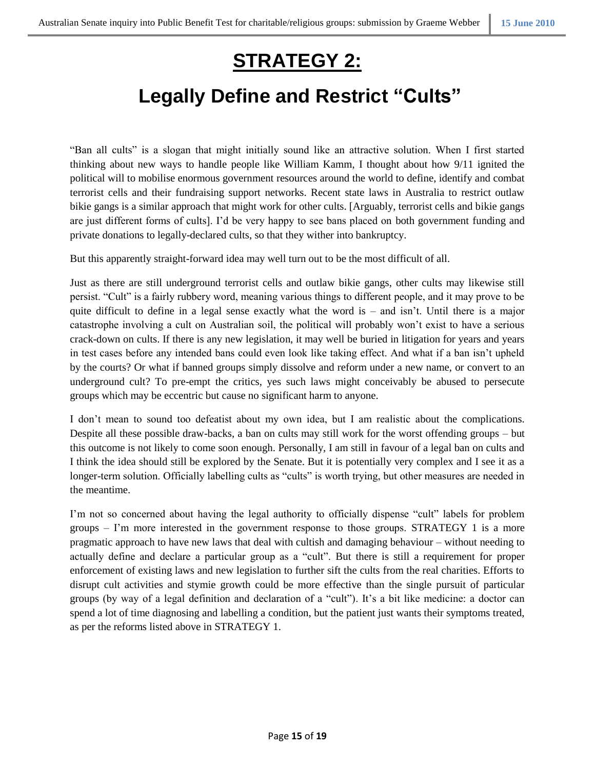# STRATEGY 2:

## Legally Define and Restrict "Cults"

"Ban all cults" is a slogan that might initially sound like an attractive solution. When I first started thinking about new ways to handle people like William Kamm, I thought about how 9/11 ignited the political will to mobilise enormous government resources around the world to define, identify and combat terrorist cells and their fundraising support networks. Recent state laws in Australia to restrict outlaw bikie gangs is a similar approach that might work for other cults. [Arguably, terrorist cells and bikie gangs are just different forms of cults]. I'd be very happy to see bans placed on both government funding and private donations to legally-declared cults, so that they wither into bankruptcy.

But this apparently straight-forward idea may well turn out to be the most difficult of all.

Just as there are still underground terrorist cells and outlaw bikie gangs, other cults may likewise still persist. "Cult" is a fairly rubbery word, meaning various things to different people, and it may prove to be quite difficult to define in a legal sense exactly what the word is – and isn't. Until there is a major catastrophe involving a cult on Australian soil, the political will probably won't exist to have a serious crack-down on cults. If there is any new legislation, it may well be buried in litigation for years and years in test cases before any intended bans could even look like taking effect. And what if a ban isn't upheld by the courts? Or what if banned groups simply dissolve and reform under a new name, or convert to an underground cult? To pre-empt the critics, yes such laws might conceivably be abused to persecute groups which may be eccentric but cause no significant harm to anyone.

I don't mean to sound too defeatist about my own idea, but I am realistic about the complications. Despite all these possible draw-backs, a ban on cults may still work for the worst offending groups – but this outcome is not likely to come soon enough. Personally, I am still in favour of a legal ban on cults and I think the idea should still be explored by the Senate. But it is potentially very complex and I see it as a longer-term solution. Officially labelling cults as "cults" is worth trying, but other measures are needed in the meantime.

I'm not so concerned about having the legal authority to officially dispense "cult" labels for problem groups – I'm more interested in the government response to those groups. STRATEGY 1 is a more pragmatic approach to have new laws that deal with cultish and damaging behaviour – without needing to actually define and declare a particular group as a "cult". But there is still a requirement for proper enforcement of existing laws and new legislation to further sift the cults from the real charities. Efforts to disrupt cult activities and stymie growth could be more effective than the single pursuit of particular groups (by way of a legal definition and declaration of a "cult"). It's a bit like medicine: a doctor can spend a lot of time diagnosing and labelling a condition, but the patient just wants their symptoms treated, as per the reforms listed above in STRATEGY 1.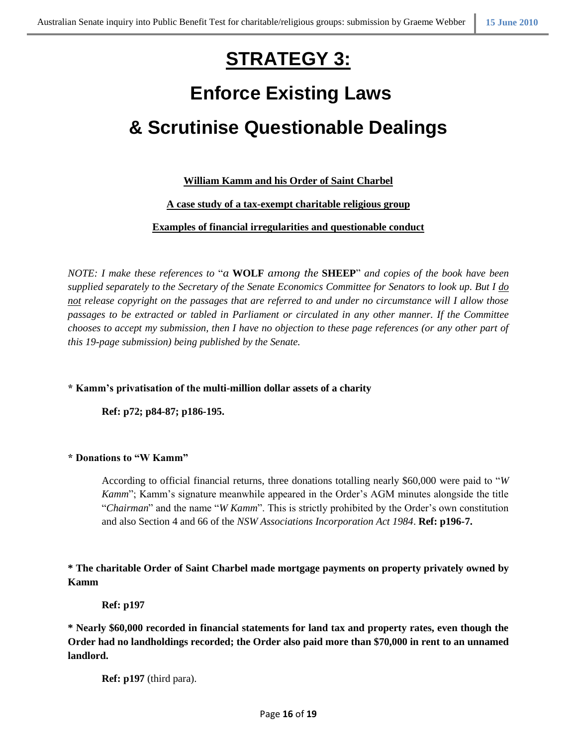# STRATEGY 3:

## Enforce Existing Laws

## & Scrutinise Questionable Dealings

**William Kamm and his Order of Saint Charbel**

**A case study of a tax-exempt charitable religious group**

**Examples of financial irregularities and questionable conduct**

*NOTE: I make these references to "a* **WOLF** *among the* **SHEEP**" *and copies of the book have been supplied separately to the Secretary of the Senate Economics Committee for Senators to look up. But I do not release copyright on the passages that are referred to and under no circumstance will I allow those passages to be extracted or tabled in Parliament or circulated in any other manner. If the Committee chooses to accept my submission, then I have no objection to these page references (or any other part of this 19-page submission) being published by the Senate.*

**\* Kamm's privatisation of the multi-million dollar assets of a charity**

**Ref: p72; p84-87; p186-195.**

**\* Donations to "W Kamm"**

According to official financial returns, three donations totalling nearly $60,000 were paid to "*W Kamm*"; Kamm's signature meanwhile appeared in the Order's AGM minutes alongside the title "*Chairman*" and the name "*W Kamm*". This is strictly prohibited by the Order's own constitution and also Section 4 and 66 of the *NSW Associations Incorporation Act 1984*. **Ref: p196-7.**

**\* The charitable Order of Saint Charbel made mortgage payments on property privately owned by Kamm**

**Ref: p197**

**\* Nearly $60,000 recorded in financial statements for land tax and property rates, even though the Order had no landholdings recorded; the Order also paid more than $70,000 in rent to an unnamed landlord.**

**Ref: p197** (third para).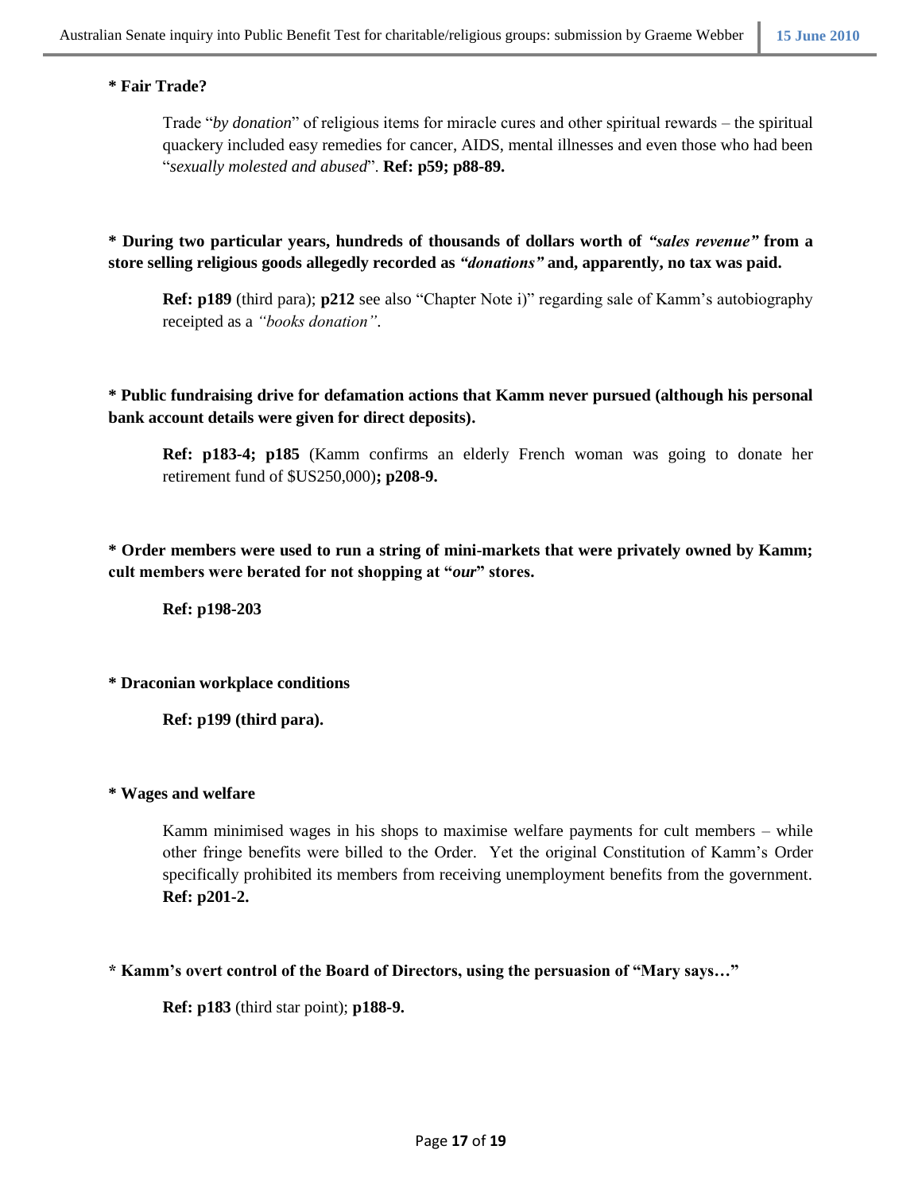**\* Fair Trade?**

Trade "*by donation*" of religious items for miracle cures and other spiritual rewards – the spiritual quackery included easy remedies for cancer, AIDS, mental illnesses and even those who had been "*sexually molested and abused*". **Ref: p59; p88-89.**

**\* During two particular years, hundreds of thousands of dollars worth of *"sales revenue"* from a store selling religious goods allegedly recorded as *"donations"* and, apparently, no tax was paid.**

**Ref: p189** (third para); **p212** see also "Chapter Note i)" regarding sale of Kamm's autobiography receipted as a *"books donation"*.

**\* Public fundraising drive for defamation actions that Kamm never pursued (although his personal bank account details were given for direct deposits).**

**Ref: p183-4; p185** (Kamm confirms an elderly French woman was going to donate her retirement fund of $US250,000)**; p208-9.**

**\* Order members were used to run a string of mini-markets that were privately owned by Kamm; cult members were berated for not shopping at "*our*" stores.**

**Ref: p198-203**

**\* Draconian workplace conditions**

**Ref: p199 (third para).**

**\* Wages and welfare**

Kamm minimised wages in his shops to maximise welfare payments for cult members – while other fringe benefits were billed to the Order. Yet the original Constitution of Kamm's Order specifically prohibited its members from receiving unemployment benefits from the government. **Ref: p201-2.**

**\* Kamm's overt control of the Board of Directors, using the persuasion of "Mary says…"**

**Ref: p183** (third star point); **p188-9.**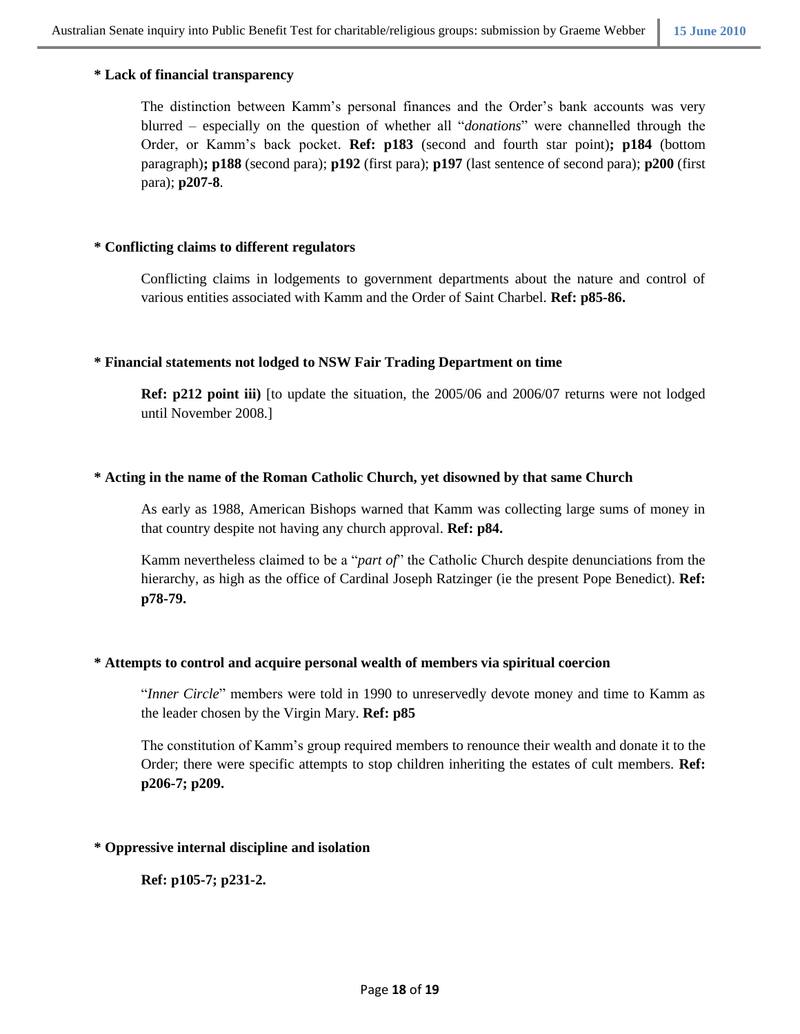**\* Lack of financial transparency**

The distinction between Kamm's personal finances and the Order's bank accounts was very blurred – especially on the question of whether all "*donations*" were channelled through the Order, or Kamm's back pocket. **Ref: p183** (second and fourth star point)**; p184** (bottom paragraph)**; p188** (second para); **p192** (first para); **p197** (last sentence of second para); **p200** (first para); **p207-8**.

**\* Conflicting claims to different regulators**

Conflicting claims in lodgements to government departments about the nature and control of various entities associated with Kamm and the Order of Saint Charbel. **Ref: p85-86.**

**\* Financial statements not lodged to NSW Fair Trading Department on time**

**Ref: p212 point iii)** [to update the situation, the 2005/06 and 2006/07 returns were not lodged until November 2008.]

**\* Acting in the name of the Roman Catholic Church, yet disowned by that same Church**

As early as 1988, American Bishops warned that Kamm was collecting large sums of money in that country despite not having any church approval. **Ref: p84.**

Kamm nevertheless claimed to be a "*part of*" the Catholic Church despite denunciations from the hierarchy, as high as the office of Cardinal Joseph Ratzinger (ie the present Pope Benedict). **Ref: p78-79.**

**\* Attempts to control and acquire personal wealth of members via spiritual coercion**

"*Inner Circle*" members were told in 1990 to unreservedly devote money and time to Kamm as the leader chosen by the Virgin Mary. **Ref: p85**

The constitution of Kamm's group required members to renounce their wealth and donate it to the Order; there were specific attempts to stop children inheriting the estates of cult members. **Ref: p206-7; p209.**

**\* Oppressive internal discipline and isolation**

**Ref: p105-7; p231-2.**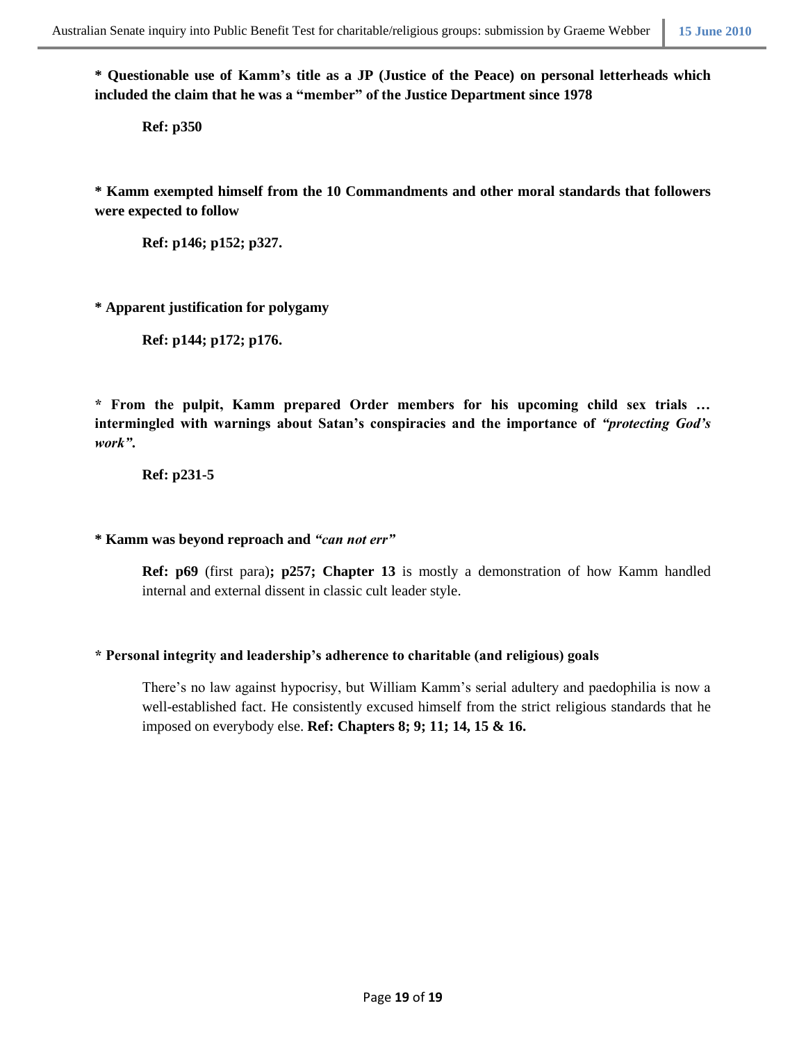**\* Questionable use of Kamm's title as a JP (Justice of the Peace) on personal letterheads which included the claim that he was a "member" of the Justice Department since 1978**

**Ref: p350**

**\* Kamm exempted himself from the 10 Commandments and other moral standards that followers were expected to follow**

**Ref: p146; p152; p327.**

**\* Apparent justification for polygamy**

**Ref: p144; p172; p176.**

**\* From the pulpit, Kamm prepared Order members for his upcoming child sex trials … intermingled with warnings about Satan's conspiracies and the importance of *"protecting God's work"*.**

**Ref: p231-5**

**\* Kamm was beyond reproach and *"can not err"***

**Ref: p69** (first para)**; p257; Chapter 13** is mostly a demonstration of how Kamm handled internal and external dissent in classic cult leader style.

**\* Personal integrity and leadership's adherence to charitable (and religious) goals**

There's no law against hypocrisy, but William Kamm's serial adultery and paedophilia is now a well-established fact. He consistently excused himself from the strict religious standards that he imposed on everybody else. **Ref: Chapters 8; 9; 11; 14, 15 & 16.**